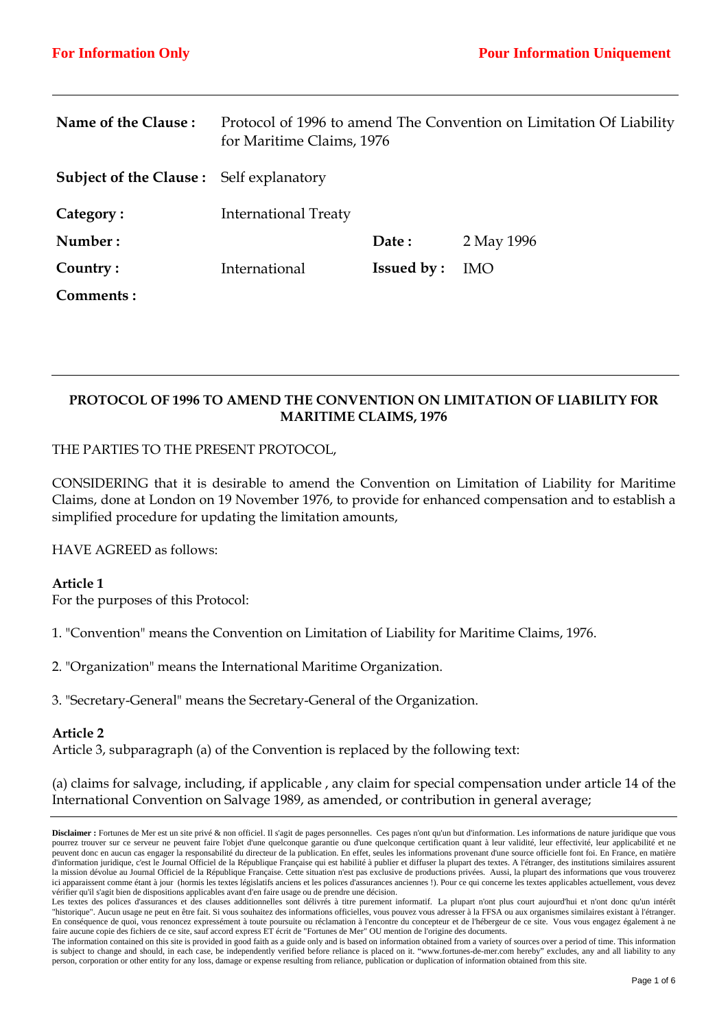**For Information Only** **Pour Information Uniquement**

| | | | |
|---|---|---|---|
| **Name of the Clause :** | Protocol of 1996 to amend The Convention on Limitation Of Liability for Maritime Claims, 1976 | | |
| **Subject of the Clause :** | Self explanatory | | |
| **Category :** | International Treaty | | |
| **Number :** | | **Date :** | 2 May 1996 |
| **Country :** | International | **Issued by :** | IMO |
| **Comments :** | | | |

**PROTOCOL OF 1996 TO AMEND THE CONVENTION ON LIMITATION OF LIABILITY FOR MARITIME CLAIMS, 1976**

THE PARTIES TO THE PRESENT PROTOCOL,

CONSIDERING that it is desirable to amend the Convention on Limitation of Liability for Maritime Claims, done at London on 19 November 1976, to provide for enhanced compensation and to establish a simplified procedure for updating the limitation amounts,

HAVE AGREED as follows:

**Article 1**
For the purposes of this Protocol:

1. "Convention" means the Convention on Limitation of Liability for Maritime Claims, 1976.

2. "Organization" means the International Maritime Organization.

3. "Secretary-General" means the Secretary-General of the Organization.

**Article 2**
Article 3, subparagraph (a) of the Convention is replaced by the following text:

(a) claims for salvage, including, if applicable , any claim for special compensation under article 14 of the International Convention on Salvage 1989, as amended, or contribution in general average;

**Disclaimer :** Fortunes de Mer est un site privé & non officiel. Il s'agit de pages personnelles. Ces pages n'ont qu'un but d'information. Les informations de nature juridique que vous pourrez trouver sur ce serveur ne peuvent faire l'objet d'une quelconque garantie ou d'une quelconque certification quant à leur validité, leur effectivité, leur applicabilité et ne peuvent donc en aucun cas engager la responsabilité du directeur de la publication. En effet, seules les informations provenant d'une source officielle font foi. En France, en matière d'information juridique, c'est le Journal Officiel de la République Française qui est habilité à publier et diffuser la plupart des textes. A l'étranger, des institutions similaires assurent la mission dévolue au Journal Officiel de la République Française. Cette situation n'est pas exclusive de productions privées. Aussi, la plupart des informations que vous trouverez ici apparaissent comme étant à jour (hormis les textes législatifs anciens et les polices d'assurances anciennes !). Pour ce qui concerne les textes applicables actuellement, vous devez vérifier qu'il s'agit bien de dispositions applicables avant d'en faire usage ou de prendre une décision.
Les textes des polices d'assurances et des clauses additionnelles sont délivrés à titre purement informatif. La plupart n'ont plus court aujourd'hui et n'ont donc qu'un intérêt "historique". Aucun usage ne peut en être fait. Si vous souhaitez des informations officielles, vous pouvez vous adresser à la FFSA ou aux organismes similaires existant à l'étranger. En conséquence de quoi, vous renoncez expressément à toute poursuite ou réclamation à l'encontre du concepteur et de l'hébergeur de ce site. Vous vous engagez également à ne faire aucune copie des fichiers de ce site, sauf accord express ET écrit de "Fortunes de Mer" OU mention de l'origine des documents.
The information contained on this site is provided in good faith as a guide only and is based on information obtained from a variety of sources over a period of time. This information is subject to change and should, in each case, be independently verified before reliance is placed on it. "www.fortunes-de-mer.com hereby" excludes, any and all liability to any person, corporation or other entity for any loss, damage or expense resulting from reliance, publication or duplication of information obtained from this site.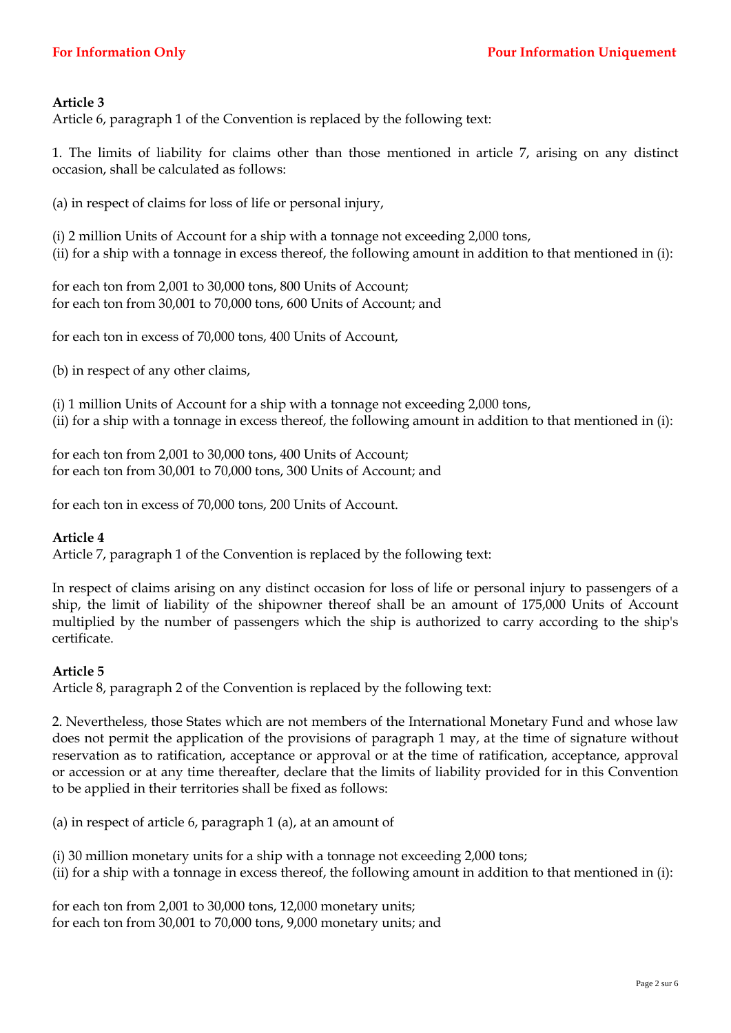**Article 3**
Article 6, paragraph 1 of the Convention is replaced by the following text:

1. The limits of liability for claims other than those mentioned in article 7, arising on any distinct occasion, shall be calculated as follows:

(a) in respect of claims for loss of life or personal injury,

(i) 2 million Units of Account for a ship with a tonnage not exceeding 2,000 tons,
(ii) for a ship with a tonnage in excess thereof, the following amount in addition to that mentioned in (i):

for each ton from 2,001 to 30,000 tons, 800 Units of Account;
for each ton from 30,001 to 70,000 tons, 600 Units of Account; and

for each ton in excess of 70,000 tons, 400 Units of Account,

(b) in respect of any other claims,

(i) 1 million Units of Account for a ship with a tonnage not exceeding 2,000 tons,
(ii) for a ship with a tonnage in excess thereof, the following amount in addition to that mentioned in (i):

for each ton from 2,001 to 30,000 tons, 400 Units of Account;
for each ton from 30,001 to 70,000 tons, 300 Units of Account; and

for each ton in excess of 70,000 tons, 200 Units of Account.

**Article 4**
Article 7, paragraph 1 of the Convention is replaced by the following text:

In respect of claims arising on any distinct occasion for loss of life or personal injury to passengers of a ship, the limit of liability of the shipowner thereof shall be an amount of 175,000 Units of Account multiplied by the number of passengers which the ship is authorized to carry according to the ship's certificate.

**Article 5**
Article 8, paragraph 2 of the Convention is replaced by the following text:

2. Nevertheless, those States which are not members of the International Monetary Fund and whose law does not permit the application of the provisions of paragraph 1 may, at the time of signature without reservation as to ratification, acceptance or approval or at the time of ratification, acceptance, approval or accession or at any time thereafter, declare that the limits of liability provided for in this Convention to be applied in their territories shall be fixed as follows:

(a) in respect of article 6, paragraph 1 (a), at an amount of

(i) 30 million monetary units for a ship with a tonnage not exceeding 2,000 tons;
(ii) for a ship with a tonnage in excess thereof, the following amount in addition to that mentioned in (i):

for each ton from 2,001 to 30,000 tons, 12,000 monetary units;
for each ton from 30,001 to 70,000 tons, 9,000 monetary units; and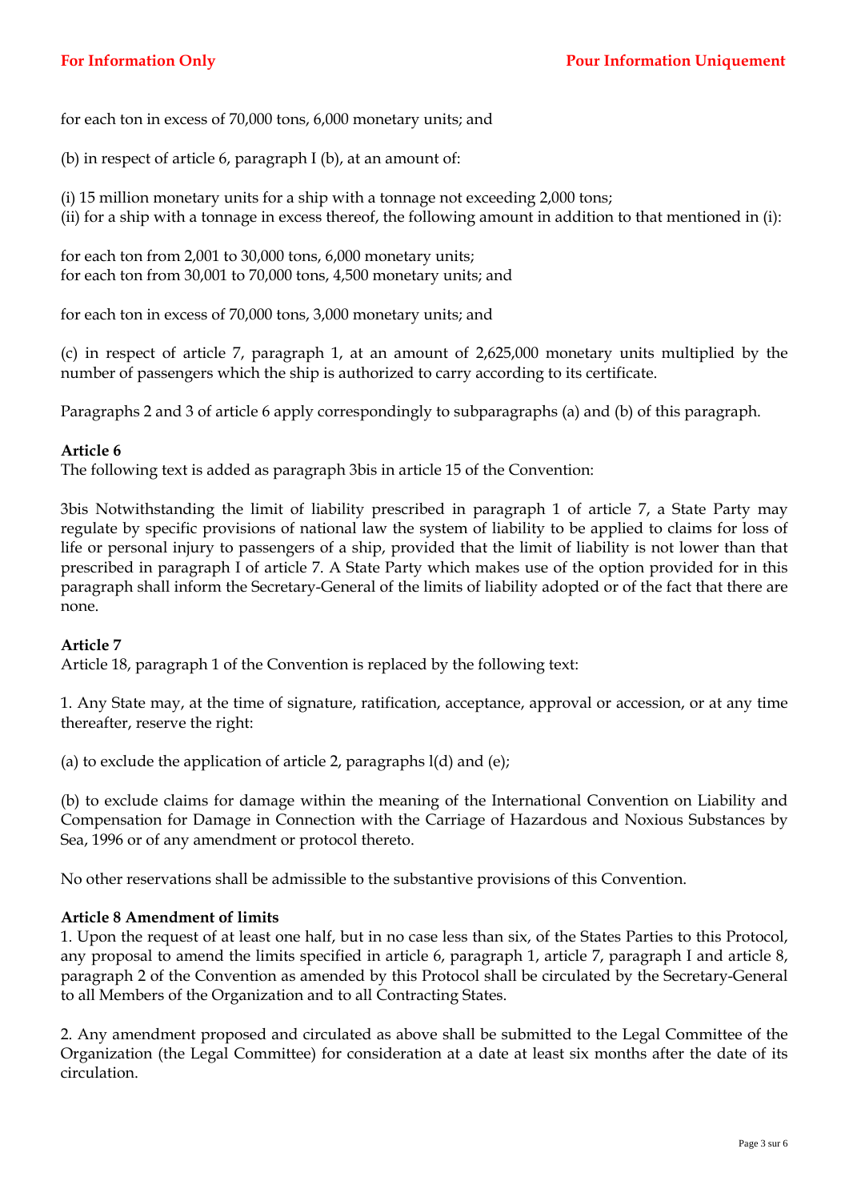for each ton in excess of 70,000 tons, 6,000 monetary units; and

(b) in respect of article 6, paragraph I (b), at an amount of:

(i) 15 million monetary units for a ship with a tonnage not exceeding 2,000 tons;
(ii) for a ship with a tonnage in excess thereof, the following amount in addition to that mentioned in (i):

for each ton from 2,001 to 30,000 tons, 6,000 monetary units;
for each ton from 30,001 to 70,000 tons, 4,500 monetary units; and

for each ton in excess of 70,000 tons, 3,000 monetary units; and

(c) in respect of article 7, paragraph 1, at an amount of 2,625,000 monetary units multiplied by the number of passengers which the ship is authorized to carry according to its certificate.

Paragraphs 2 and 3 of article 6 apply correspondingly to subparagraphs (a) and (b) of this paragraph.

**Article 6**
The following text is added as paragraph 3bis in article 15 of the Convention:

3bis Notwithstanding the limit of liability prescribed in paragraph 1 of article 7, a State Party may regulate by specific provisions of national law the system of liability to be applied to claims for loss of life or personal injury to passengers of a ship, provided that the limit of liability is not lower than that prescribed in paragraph I of article 7. A State Party which makes use of the option provided for in this paragraph shall inform the Secretary-General of the limits of liability adopted or of the fact that there are none.

**Article 7**
Article 18, paragraph 1 of the Convention is replaced by the following text:

1. Any State may, at the time of signature, ratification, acceptance, approval or accession, or at any time thereafter, reserve the right:

(a) to exclude the application of article 2, paragraphs l(d) and (e);

(b) to exclude claims for damage within the meaning of the International Convention on Liability and Compensation for Damage in Connection with the Carriage of Hazardous and Noxious Substances by Sea, 1996 or of any amendment or protocol thereto.

No other reservations shall be admissible to the substantive provisions of this Convention.

**Article 8 Amendment of limits**
1. Upon the request of at least one half, but in no case less than six, of the States Parties to this Protocol, any proposal to amend the limits specified in article 6, paragraph 1, article 7, paragraph I and article 8, paragraph 2 of the Convention as amended by this Protocol shall be circulated by the Secretary-General to all Members of the Organization and to all Contracting States.

2. Any amendment proposed and circulated as above shall be submitted to the Legal Committee of the Organization (the Legal Committee) for consideration at a date at least six months after the date of its circulation.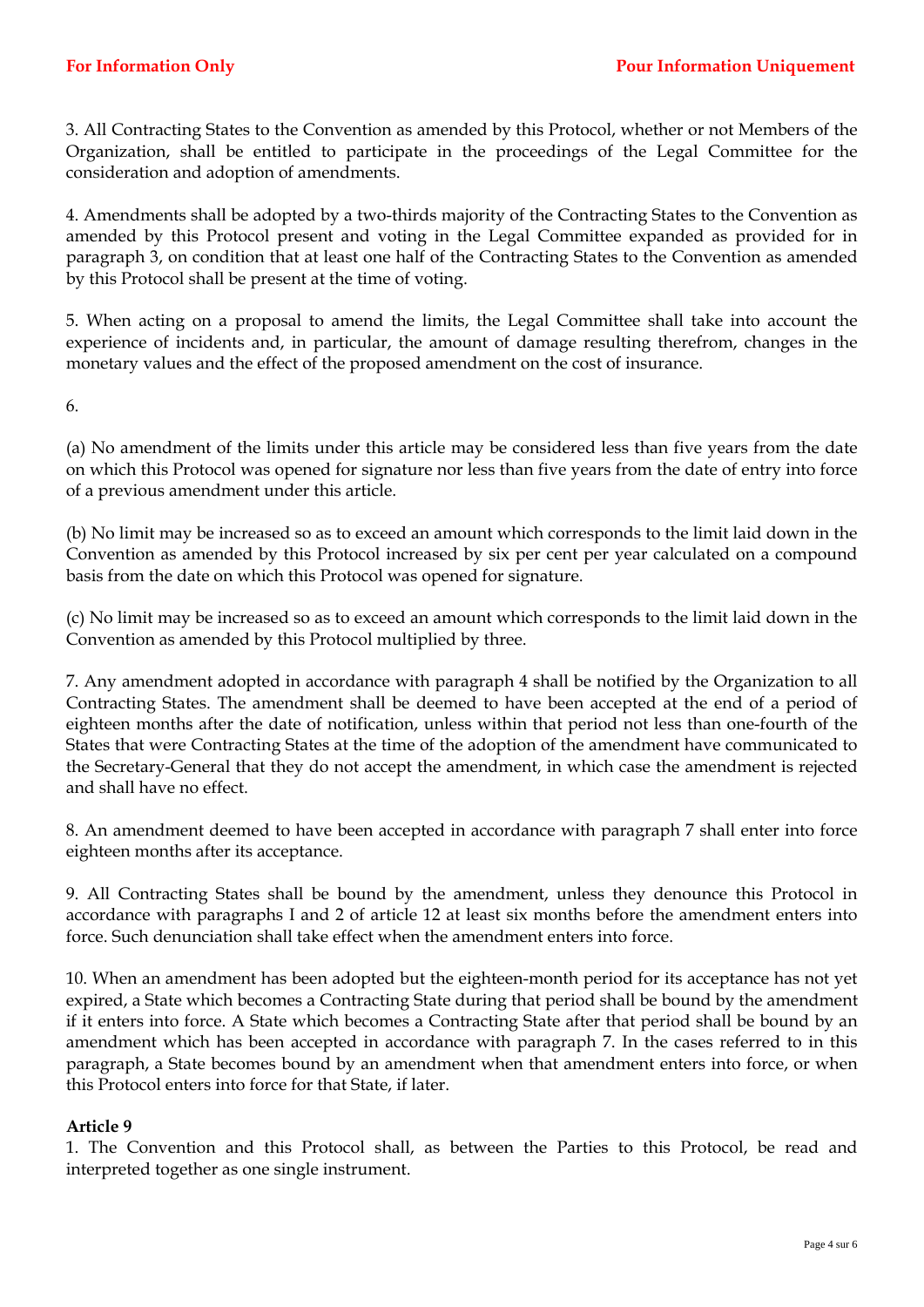3. All Contracting States to the Convention as amended by this Protocol, whether or not Members of the Organization, shall be entitled to participate in the proceedings of the Legal Committee for the consideration and adoption of amendments.

4. Amendments shall be adopted by a two-thirds majority of the Contracting States to the Convention as amended by this Protocol present and voting in the Legal Committee expanded as provided for in paragraph 3, on condition that at least one half of the Contracting States to the Convention as amended by this Protocol shall be present at the time of voting.

5. When acting on a proposal to amend the limits, the Legal Committee shall take into account the experience of incidents and, in particular, the amount of damage resulting therefrom, changes in the monetary values and the effect of the proposed amendment on the cost of insurance.

6.

(a) No amendment of the limits under this article may be considered less than five years from the date on which this Protocol was opened for signature nor less than five years from the date of entry into force of a previous amendment under this article.

(b) No limit may be increased so as to exceed an amount which corresponds to the limit laid down in the Convention as amended by this Protocol increased by six per cent per year calculated on a compound basis from the date on which this Protocol was opened for signature.

(c) No limit may be increased so as to exceed an amount which corresponds to the limit laid down in the Convention as amended by this Protocol multiplied by three.

7. Any amendment adopted in accordance with paragraph 4 shall be notified by the Organization to all Contracting States. The amendment shall be deemed to have been accepted at the end of a period of eighteen months after the date of notification, unless within that period not less than one-fourth of the States that were Contracting States at the time of the adoption of the amendment have communicated to the Secretary-General that they do not accept the amendment, in which case the amendment is rejected and shall have no effect.

8. An amendment deemed to have been accepted in accordance with paragraph 7 shall enter into force eighteen months after its acceptance.

9. All Contracting States shall be bound by the amendment, unless they denounce this Protocol in accordance with paragraphs I and 2 of article 12 at least six months before the amendment enters into force. Such denunciation shall take effect when the amendment enters into force.

10. When an amendment has been adopted but the eighteen-month period for its acceptance has not yet expired, a State which becomes a Contracting State during that period shall be bound by the amendment if it enters into force. A State which becomes a Contracting State after that period shall be bound by an amendment which has been accepted in accordance with paragraph 7. In the cases referred to in this paragraph, a State becomes bound by an amendment when that amendment enters into force, or when this Protocol enters into force for that State, if later.

**Article 9**

1. The Convention and this Protocol shall, as between the Parties to this Protocol, be read and interpreted together as one single instrument.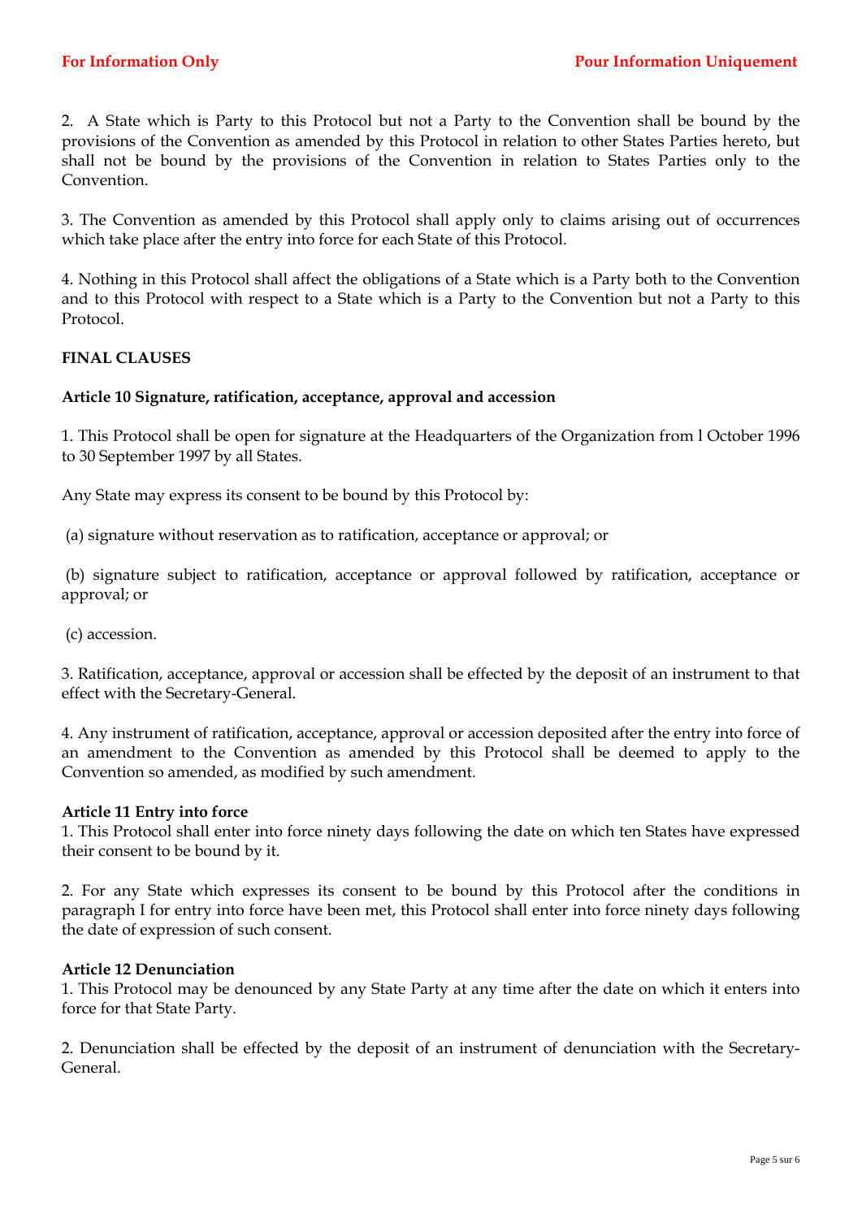2. A State which is Party to this Protocol but not a Party to the Convention shall be bound by the provisions of the Convention as amended by this Protocol in relation to other States Parties hereto, but shall not be bound by the provisions of the Convention in relation to States Parties only to the Convention.

3. The Convention as amended by this Protocol shall apply only to claims arising out of occurrences which take place after the entry into force for each State of this Protocol.

4. Nothing in this Protocol shall affect the obligations of a State which is a Party both to the Convention and to this Protocol with respect to a State which is a Party to the Convention but not a Party to this Protocol.

**FINAL CLAUSES**

**Article 10 Signature, ratification, acceptance, approval and accession**

1. This Protocol shall be open for signature at the Headquarters of the Organization from l October 1996 to 30 September 1997 by all States.

Any State may express its consent to be bound by this Protocol by:

(a) signature without reservation as to ratification, acceptance or approval; or

(b) signature subject to ratification, acceptance or approval followed by ratification, acceptance or approval; or

(c) accession.

3. Ratification, acceptance, approval or accession shall be effected by the deposit of an instrument to that effect with the Secretary-General.

4. Any instrument of ratification, acceptance, approval or accession deposited after the entry into force of an amendment to the Convention as amended by this Protocol shall be deemed to apply to the Convention so amended, as modified by such amendment.

**Article 11 Entry into force**

1. This Protocol shall enter into force ninety days following the date on which ten States have expressed their consent to be bound by it.

2. For any State which expresses its consent to be bound by this Protocol after the conditions in paragraph I for entry into force have been met, this Protocol shall enter into force ninety days following the date of expression of such consent.

**Article 12 Denunciation**

1. This Protocol may be denounced by any State Party at any time after the date on which it enters into force for that State Party.

2. Denunciation shall be effected by the deposit of an instrument of denunciation with the Secretary-General.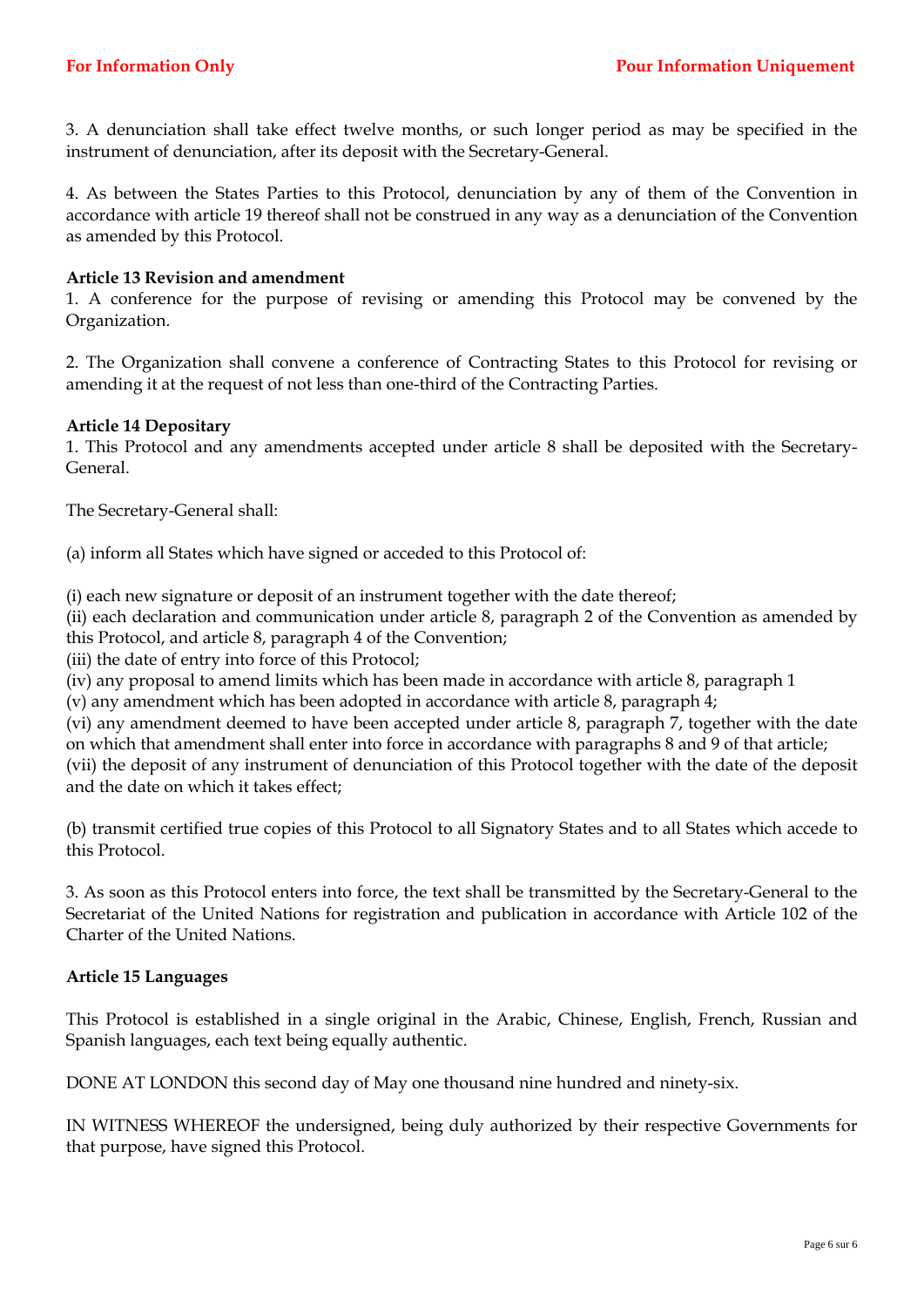3. A denunciation shall take effect twelve months, or such longer period as may be specified in the instrument of denunciation, after its deposit with the Secretary-General.

4. As between the States Parties to this Protocol, denunciation by any of them of the Convention in accordance with article 19 thereof shall not be construed in any way as a denunciation of the Convention as amended by this Protocol.

**Article 13 Revision and amendment**

1. A conference for the purpose of revising or amending this Protocol may be convened by the Organization.

2. The Organization shall convene a conference of Contracting States to this Protocol for revising or amending it at the request of not less than one-third of the Contracting Parties.

**Article 14 Depositary**

1. This Protocol and any amendments accepted under article 8 shall be deposited with the Secretary-General.

The Secretary-General shall:

(a) inform all States which have signed or acceded to this Protocol of:

(i) each new signature or deposit of an instrument together with the date thereof;
(ii) each declaration and communication under article 8, paragraph 2 of the Convention as amended by this Protocol, and article 8, paragraph 4 of the Convention;
(iii) the date of entry into force of this Protocol;
(iv) any proposal to amend limits which has been made in accordance with article 8, paragraph 1
(v) any amendment which has been adopted in accordance with article 8, paragraph 4;
(vi) any amendment deemed to have been accepted under article 8, paragraph 7, together with the date on which that amendment shall enter into force in accordance with paragraphs 8 and 9 of that article;
(vii) the deposit of any instrument of denunciation of this Protocol together with the date of the deposit and the date on which it takes effect;

(b) transmit certified true copies of this Protocol to all Signatory States and to all States which accede to this Protocol.

3. As soon as this Protocol enters into force, the text shall be transmitted by the Secretary-General to the Secretariat of the United Nations for registration and publication in accordance with Article 102 of the Charter of the United Nations.

**Article 15 Languages**

This Protocol is established in a single original in the Arabic, Chinese, English, French, Russian and Spanish languages, each text being equally authentic.

DONE AT LONDON this second day of May one thousand nine hundred and ninety-six.

IN WITNESS WHEREOF the undersigned, being duly authorized by their respective Governments for that purpose, have signed this Protocol.